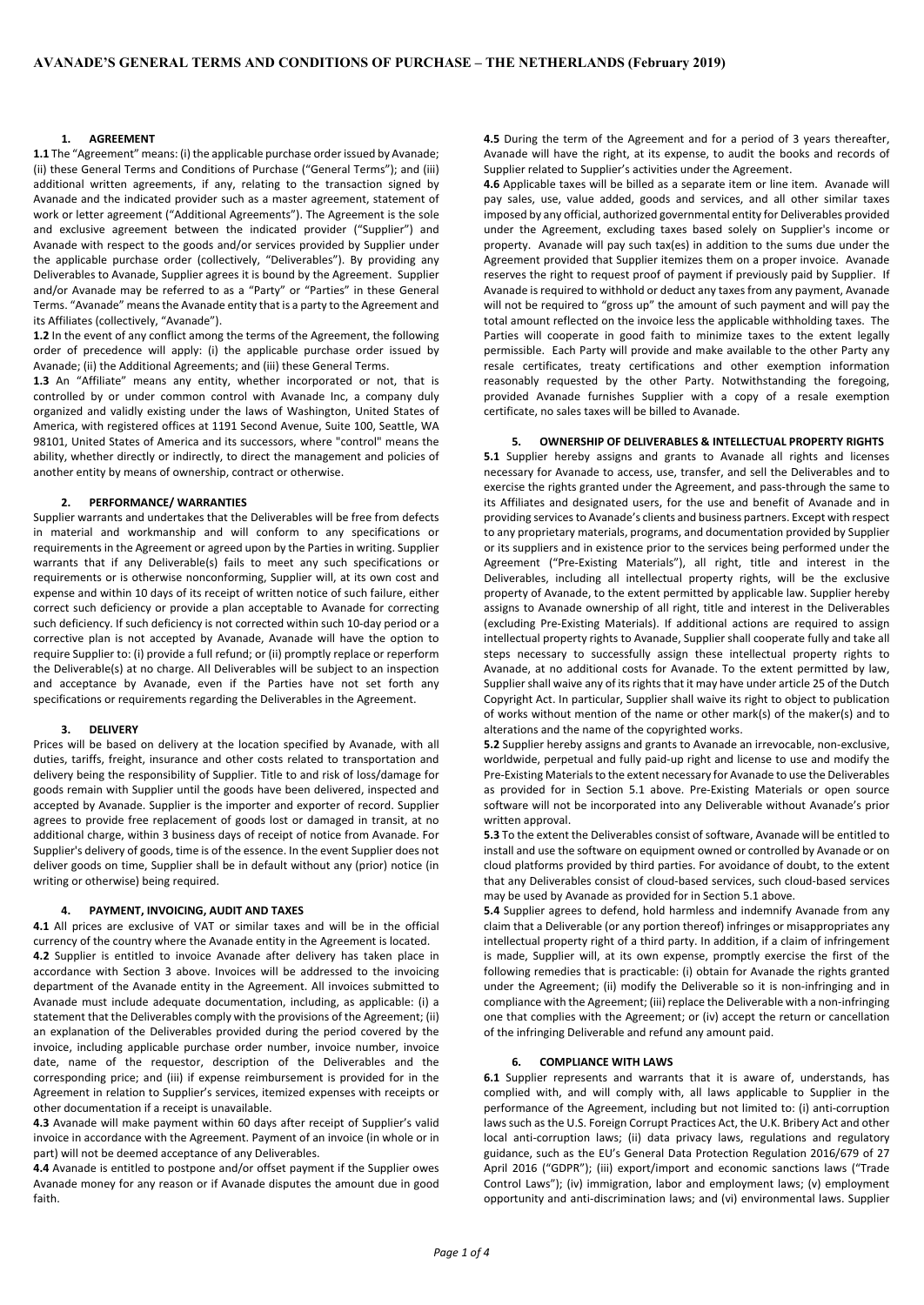# AVANADE'S GENERAL TERMS AND CONDITIONS OF PURCHASE – THE NETHERLANDS (February 2019)

## 1. AGREEMENT

**1.1** The "Agreement" means: (i) the applicable purchase order issued by Avanade; (ii) these General Terms and Conditions of Purchase ("General Terms"); and (iii) additional written agreements, if any, relating to the transaction signed by Avanade and the indicated provider such as a master agreement, statement of work or letter agreement ("Additional Agreements"). The Agreement is the sole and exclusive agreement between the indicated provider ("Supplier") and Avanade with respect to the goods and/or services provided by Supplier under the applicable purchase order (collectively, "Deliverables"). By providing any Deliverables to Avanade, Supplier agrees it is bound by the Agreement. Supplier and/or Avanade may be referred to as a "Party" or "Parties" in these General Terms. "Avanade" means the Avanade entity that is a party to the Agreement and its Affiliates (collectively, "Avanade").

**1.2** In the event of any conflict among the terms of the Agreement, the following order of precedence will apply: (i) the applicable purchase order issued by Avanade; (ii) the Additional Agreements; and (iii) these General Terms.

**1.3** An "Affiliate" means any entity, whether incorporated or not, that is controlled by or under common control with Avanade Inc, a company duly organized and validly existing under the laws of Washington, United States of America, with registered offices at 1191 Second Avenue, Suite 100, Seattle, WA 98101, United States of America and its successors, where "control" means the ability, whether directly or indirectly, to direct the management and policies of another entity by means of ownership, contract or otherwise.

## 2. PERFORMANCE/ WARRANTIES

Supplier warrants and undertakes that the Deliverables will be free from defects in material and workmanship and will conform to any specifications or requirements in the Agreement or agreed upon by the Parties in writing. Supplier warrants that if any Deliverable(s) fails to meet any such specifications or requirements or is otherwise nonconforming, Supplier will, at its own cost and expense and within 10 days of its receipt of written notice of such failure, either correct such deficiency or provide a plan acceptable to Avanade for correcting such deficiency. If such deficiency is not corrected within such 10-day period or a corrective plan is not accepted by Avanade, Avanade will have the option to require Supplier to: (i) provide a full refund; or (ii) promptly replace or reperform the Deliverable(s) at no charge. All Deliverables will be subject to an inspection and acceptance by Avanade, even if the Parties have not set forth any specifications or requirements regarding the Deliverables in the Agreement.

## 3. DELIVERY

Prices will be based on delivery at the location specified by Avanade, with all duties, tariffs, freight, insurance and other costs related to transportation and delivery being the responsibility of Supplier. Title to and risk of loss/damage for goods remain with Supplier until the goods have been delivered, inspected and accepted by Avanade. Supplier is the importer and exporter of record. Supplier agrees to provide free replacement of goods lost or damaged in transit, at no additional charge, within 3 business days of receipt of notice from Avanade. For Supplier's delivery of goods, time is of the essence. In the event Supplier does not deliver goods on time, Supplier shall be in default without any (prior) notice (in writing or otherwise) being required.

## 4. PAYMENT, INVOICING, AUDIT AND TAXES

**4.1** All prices are exclusive of VAT or similar taxes and will be in the official currency of the country where the Avanade entity in the Agreement is located.

**4.2** Supplier is entitled to invoice Avanade after delivery has taken place in accordance with Section 3 above. Invoices will be addressed to the invoicing department of the Avanade entity in the Agreement. All invoices submitted to Avanade must include adequate documentation, including, as applicable: (i) a statement that the Deliverables comply with the provisions of the Agreement; (ii) an explanation of the Deliverables provided during the period covered by the invoice, including applicable purchase order number, invoice number, invoice date, name of the requestor, description of the Deliverables and the corresponding price; and (iii) if expense reimbursement is provided for in the Agreement in relation to Supplier's services, itemized expenses with receipts or other documentation if a receipt is unavailable.

**4.3** Avanade will make payment within 60 days after receipt of Supplier's valid invoice in accordance with the Agreement. Payment of an invoice (in whole or in part) will not be deemed acceptance of any Deliverables.

**4.4** Avanade is entitled to postpone and/or offset payment if the Supplier owes Avanade money for any reason or if Avanade disputes the amount due in good faith.

**4.5** During the term of the Agreement and for a period of 3 years thereafter, Avanade will have the right, at its expense, to audit the books and records of Supplier related to Supplier's activities under the Agreement.

**4.6** Applicable taxes will be billed as a separate item or line item. Avanade will pay sales, use, value added, goods and services, and all other similar taxes imposed by any official, authorized governmental entity for Deliverables provided under the Agreement, excluding taxes based solely on Supplier's income or property. Avanade will pay such tax(es) in addition to the sums due under the Agreement provided that Supplier itemizes them on a proper invoice. Avanade reserves the right to request proof of payment if previously paid by Supplier. If Avanade is required to withhold or deduct any taxes from any payment, Avanade will not be required to "gross up" the amount of such payment and will pay the total amount reflected on the invoice less the applicable withholding taxes. The Parties will cooperate in good faith to minimize taxes to the extent legally permissible. Each Party will provide and make available to the other Party any resale certificates, treaty certifications and other exemption information reasonably requested by the other Party. Notwithstanding the foregoing, provided Avanade furnishes Supplier with a copy of a resale exemption certificate, no sales taxes will be billed to Avanade.

## 5. OWNERSHIP OF DELIVERABLES & INTELLECTUAL PROPERTY RIGHTS

**5.1** Supplier hereby assigns and grants to Avanade all rights and licenses necessary for Avanade to access, use, transfer, and sell the Deliverables and to exercise the rights granted under the Agreement, and pass-through the same to its Affiliates and designated users, for the use and benefit of Avanade and in providing services to Avanade's clients and business partners. Except with respect to any proprietary materials, programs, and documentation provided by Supplier or its suppliers and in existence prior to the services being performed under the Agreement ("Pre-Existing Materials"), all right, title and interest in the Deliverables, including all intellectual property rights, will be the exclusive property of Avanade, to the extent permitted by applicable law. Supplier hereby assigns to Avanade ownership of all right, title and interest in the Deliverables (excluding Pre-Existing Materials). If additional actions are required to assign intellectual property rights to Avanade, Supplier shall cooperate fully and take all steps necessary to successfully assign these intellectual property rights to Avanade, at no additional costs for Avanade. To the extent permitted by law, Supplier shall waive any of its rights that it may have under article 25 of the Dutch Copyright Act. In particular, Supplier shall waive its right to object to publication of works without mention of the name or other mark(s) of the maker(s) and to alterations and the name of the copyrighted works.

**5.2** Supplier hereby assigns and grants to Avanade an irrevocable, non-exclusive, worldwide, perpetual and fully paid-up right and license to use and modify the Pre-Existing Materials to the extent necessary for Avanade to use the Deliverables as provided for in Section 5.1 above. Pre-Existing Materials or open source software will not be incorporated into any Deliverable without Avanade's prior written approval.

**5.3** To the extent the Deliverables consist of software, Avanade will be entitled to install and use the software on equipment owned or controlled by Avanade or on cloud platforms provided by third parties. For avoidance of doubt, to the extent that any Deliverables consist of cloud-based services, such cloud-based services may be used by Avanade as provided for in Section 5.1 above.

**5.4** Supplier agrees to defend, hold harmless and indemnify Avanade from any claim that a Deliverable (or any portion thereof) infringes or misappropriates any intellectual property right of a third party. In addition, if a claim of infringement is made, Supplier will, at its own expense, promptly exercise the first of the following remedies that is practicable: (i) obtain for Avanade the rights granted under the Agreement; (ii) modify the Deliverable so it is non-infringing and in compliance with the Agreement; (iii) replace the Deliverable with a non-infringing one that complies with the Agreement; or (iv) accept the return or cancellation of the infringing Deliverable and refund any amount paid.

## 6. COMPLIANCE WITH LAWS

**6.1** Supplier represents and warrants that it is aware of, understands, has complied with, and will comply with, all laws applicable to Supplier in the performance of the Agreement, including but not limited to: (i) anti-corruption laws such as the U.S. Foreign Corrupt Practices Act, the U.K. Bribery Act and other local anti-corruption laws; (ii) data privacy laws, regulations and regulatory guidance, such as the EU's General Data Protection Regulation 2016/679 of 27 April 2016 ("GDPR"); (iii) export/import and economic sanctions laws ("Trade Control Laws"); (iv) immigration, labor and employment laws; (v) employment opportunity and anti-discrimination laws; and (vi) environmental laws. Supplier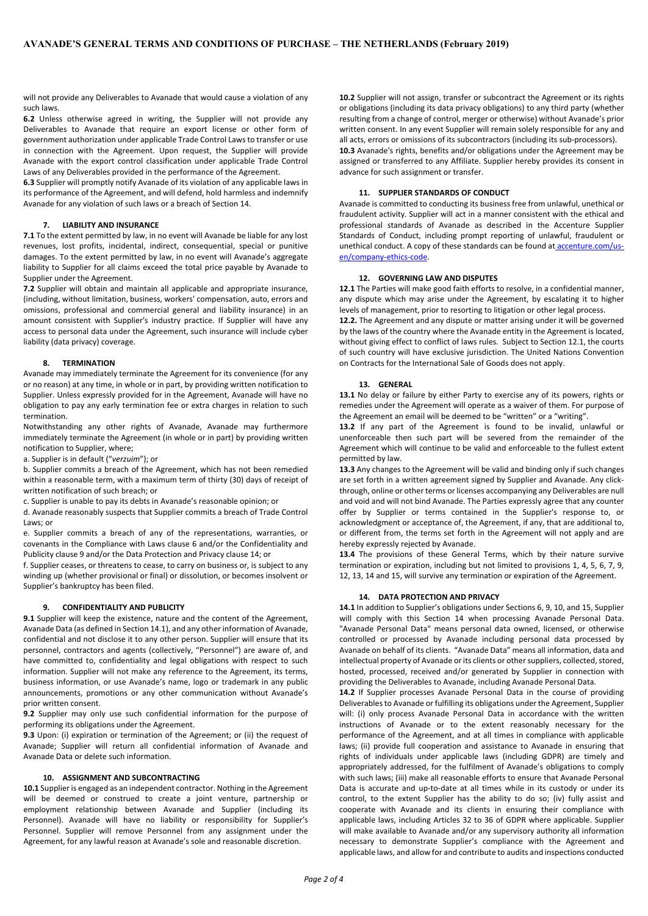will not provide any Deliverables to Avanade that would cause a violation of any such laws.

**6.2** Unless otherwise agreed in writing, the Supplier will not provide any Deliverables to Avanade that require an export license or other form of government authorization under applicable Trade Control Laws to transfer or use in connection with the Agreement. Upon request, the Supplier will provide Avanade with the export control classification under applicable Trade Control Laws of any Deliverables provided in the performance of the Agreement.

**6.3** Supplier will promptly notify Avanade of its violation of any applicable laws in its performance of the Agreement, and will defend, hold harmless and indemnify Avanade for any violation of such laws or a breach of Section 14.

### 7. LIABILITY AND INSURANCE

**7.1** To the extent permitted by law, in no event will Avanade be liable for any lost revenues, lost profits, incidental, indirect, consequential, special or punitive damages. To the extent permitted by law, in no event will Avanade's aggregate liability to Supplier for all claims exceed the total price payable by Avanade to Supplier under the Agreement.

**7.2** Supplier will obtain and maintain all applicable and appropriate insurance, (including, without limitation, business, workers' compensation, auto, errors and omissions, professional and commercial general and liability insurance) in an amount consistent with Supplier's industry practice. If Supplier will have any access to personal data under the Agreement, such insurance will include cyber liability (data privacy) coverage.

### 8. TERMINATION

Avanade may immediately terminate the Agreement for its convenience (for any or no reason) at any time, in whole or in part, by providing written notification to Supplier. Unless expressly provided for in the Agreement, Avanade will have no obligation to pay any early termination fee or extra charges in relation to such termination.

Notwithstanding any other rights of Avanade, Avanade may furthermore immediately terminate the Agreement (in whole or in part) by providing written notification to Supplier, where;

a. Supplier is in default ("*verzuim*"); or

b. Supplier commits a breach of the Agreement, which has not been remedied within a reasonable term, with a maximum term of thirty (30) days of receipt of written notification of such breach; or

c. Supplier is unable to pay its debts in Avanade's reasonable opinion; or

d. Avanade reasonably suspects that Supplier commits a breach of Trade Control Laws; or

e. Supplier commits a breach of any of the representations, warranties, or covenants in the Compliance with Laws clause 6 and/or the Confidentiality and Publicity clause 9 and/or the Data Protection and Privacy clause 14; or

f. Supplier ceases, or threatens to cease, to carry on business or, is subject to any winding up (whether provisional or final) or dissolution, or becomes insolvent or Supplier's bankruptcy has been filed.

### 9. CONFIDENTIALITY AND PUBLICITY

**9.1** Supplier will keep the existence, nature and the content of the Agreement, Avanade Data (as defined in Section 14.1), and any other information of Avanade, confidential and not disclose it to any other person. Supplier will ensure that its personnel, contractors and agents (collectively, "Personnel") are aware of, and have committed to, confidentiality and legal obligations with respect to such information. Supplier will not make any reference to the Agreement, its terms, business information, or use Avanade's name, logo or trademark in any public announcements, promotions or any other communication without Avanade's prior written consent.

**9.2** Supplier may only use such confidential information for the purpose of performing its obligations under the Agreement.

**9.3** Upon: (i) expiration or termination of the Agreement; or (ii) the request of Avanade; Supplier will return all confidential information of Avanade and Avanade Data or delete such information.

### 10. ASSIGNMENT AND SUBCONTRACTING

**10.1** Supplier is engaged as an independent contractor. Nothing in the Agreement will be deemed or construed to create a joint venture, partnership or employment relationship between Avanade and Supplier (including its Personnel). Avanade will have no liability or responsibility for Supplier's Personnel. Supplier will remove Personnel from any assignment under the Agreement, for any lawful reason at Avanade's sole and reasonable discretion.

**10.2** Supplier will not assign, transfer or subcontract the Agreement or its rights or obligations (including its data privacy obligations) to any third party (whether resulting from a change of control, merger or otherwise) without Avanade's prior written consent. In any event Supplier will remain solely responsible for any and all acts, errors or omissions of its subcontractors (including its sub-processors).

**10.3** Avanade's rights, benefits and/or obligations under the Agreement may be assigned or transferred to any Affiliate. Supplier hereby provides its consent in advance for such assignment or transfer.

### 11. SUPPLIER STANDARDS OF CONDUCT

Avanade is committed to conducting its business free from unlawful, unethical or fraudulent activity. Supplier will act in a manner consistent with the ethical and professional standards of Avanade as described in the Accenture Supplier Standards of Conduct, including prompt reporting of unlawful, fraudulent or unethical conduct. A copy of these standards can be found at accenture.com/us-en/company-ethics-code.

### 12. GOVERNING LAW AND DISPUTES

**12.1** The Parties will make good faith efforts to resolve, in a confidential manner, any dispute which may arise under the Agreement, by escalating it to higher levels of management, prior to resorting to litigation or other legal process.

**12.2.** The Agreement and any dispute or matter arising under it will be governed by the laws of the country where the Avanade entity in the Agreement is located, without giving effect to conflict of laws rules. Subject to Section 12.1, the courts of such country will have exclusive jurisdiction. The United Nations Convention on Contracts for the International Sale of Goods does not apply.

### 13. GENERAL

**13.1** No delay or failure by either Party to exercise any of its powers, rights or remedies under the Agreement will operate as a waiver of them. For purpose of the Agreement an email will be deemed to be "written" or a "writing".

**13.2** If any part of the Agreement is found to be invalid, unlawful or unenforceable then such part will be severed from the remainder of the Agreement which will continue to be valid and enforceable to the fullest extent permitted by law.

**13.3** Any changes to the Agreement will be valid and binding only if such changes are set forth in a written agreement signed by Supplier and Avanade. Any click-through, online or other terms or licenses accompanying any Deliverables are null and void and will not bind Avanade. The Parties expressly agree that any counter offer by Supplier or terms contained in the Supplier's response to, or acknowledgment or acceptance of, the Agreement, if any, that are additional to, or different from, the terms set forth in the Agreement will not apply and are hereby expressly rejected by Avanade.

**13.4** The provisions of these General Terms, which by their nature survive termination or expiration, including but not limited to provisions 1, 4, 5, 6, 7, 9, 12, 13, 14 and 15, will survive any termination or expiration of the Agreement.

### 14. DATA PROTECTION AND PRIVACY

**14.1** In addition to Supplier's obligations under Sections 6, 9, 10, and 15, Supplier will comply with this Section 14 when processing Avanade Personal Data. "Avanade Personal Data" means personal data owned, licensed, or otherwise controlled or processed by Avanade including personal data processed by Avanade on behalf of its clients. "Avanade Data" means all information, data and intellectual property of Avanade or its clients or other suppliers, collected, stored, hosted, processed, received and/or generated by Supplier in connection with providing the Deliverables to Avanade, including Avanade Personal Data.

**14.2** If Supplier processes Avanade Personal Data in the course of providing Deliverables to Avanade or fulfilling its obligations under the Agreement, Supplier will: (i) only process Avanade Personal Data in accordance with the written instructions of Avanade or to the extent reasonably necessary for the performance of the Agreement, and at all times in compliance with applicable laws; (ii) provide full cooperation and assistance to Avanade in ensuring that rights of individuals under applicable laws (including GDPR) are timely and appropriately addressed, for the fulfilment of Avanade's obligations to comply with such laws; (iii) make all reasonable efforts to ensure that Avanade Personal Data is accurate and up-to-date at all times while in its custody or under its control, to the extent Supplier has the ability to do so; (iv) fully assist and cooperate with Avanade and its clients in ensuring their compliance with applicable laws, including Articles 32 to 36 of GDPR where applicable. Supplier will make available to Avanade and/or any supervisory authority all information necessary to demonstrate Supplier's compliance with the Agreement and applicable laws, and allow for and contribute to audits and inspections conducted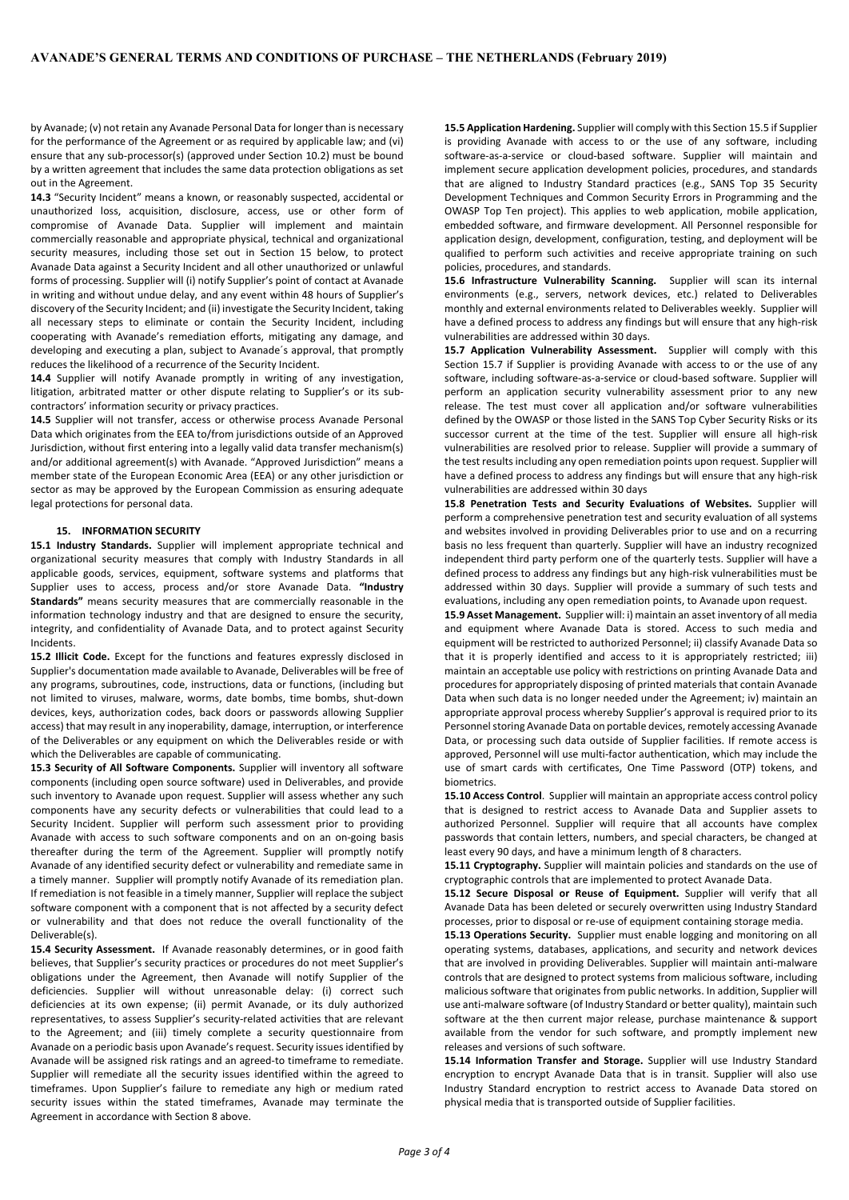by Avanade; (v) not retain any Avanade Personal Data for longer than is necessary for the performance of the Agreement or as required by applicable law; and (vi) ensure that any sub-processor(s) (approved under Section 10.2) must be bound by a written agreement that includes the same data protection obligations as set out in the Agreement.

**14.3** "Security Incident" means a known, or reasonably suspected, accidental or unauthorized loss, acquisition, disclosure, access, use or other form of compromise of Avanade Data. Supplier will implement and maintain commercially reasonable and appropriate physical, technical and organizational security measures, including those set out in Section 15 below, to protect Avanade Data against a Security Incident and all other unauthorized or unlawful forms of processing. Supplier will (i) notify Supplier's point of contact at Avanade in writing and without undue delay, and any event within 48 hours of Supplier's discovery of the Security Incident; and (ii) investigate the Security Incident, taking all necessary steps to eliminate or contain the Security Incident, including cooperating with Avanade's remediation efforts, mitigating any damage, and developing and executing a plan, subject to Avanade´s approval, that promptly reduces the likelihood of a recurrence of the Security Incident.

**14.4** Supplier will notify Avanade promptly in writing of any investigation, litigation, arbitrated matter or other dispute relating to Supplier's or its sub-contractors' information security or privacy practices.

**14.5** Supplier will not transfer, access or otherwise process Avanade Personal Data which originates from the EEA to/from jurisdictions outside of an Approved Jurisdiction, without first entering into a legally valid data transfer mechanism(s) and/or additional agreement(s) with Avanade. "Approved Jurisdiction" means a member state of the European Economic Area (EEA) or any other jurisdiction or sector as may be approved by the European Commission as ensuring adequate legal protections for personal data.

## 15. INFORMATION SECURITY

**15.1 Industry Standards.** Supplier will implement appropriate technical and organizational security measures that comply with Industry Standards in all applicable goods, services, equipment, software systems and platforms that Supplier uses to access, process and/or store Avanade Data. **"Industry Standards"** means security measures that are commercially reasonable in the information technology industry and that are designed to ensure the security, integrity, and confidentiality of Avanade Data, and to protect against Security Incidents.

**15.2 Illicit Code.** Except for the functions and features expressly disclosed in Supplier's documentation made available to Avanade, Deliverables will be free of any programs, subroutines, code, instructions, data or functions, (including but not limited to viruses, malware, worms, date bombs, time bombs, shut-down devices, keys, authorization codes, back doors or passwords allowing Supplier access) that may result in any inoperability, damage, interruption, or interference of the Deliverables or any equipment on which the Deliverables reside or with which the Deliverables are capable of communicating.

**15.3 Security of All Software Components.** Supplier will inventory all software components (including open source software) used in Deliverables, and provide such inventory to Avanade upon request. Supplier will assess whether any such components have any security defects or vulnerabilities that could lead to a Security Incident. Supplier will perform such assessment prior to providing Avanade with access to such software components and on an on-going basis thereafter during the term of the Agreement. Supplier will promptly notify Avanade of any identified security defect or vulnerability and remediate same in a timely manner. Supplier will promptly notify Avanade of its remediation plan. If remediation is not feasible in a timely manner, Supplier will replace the subject software component with a component that is not affected by a security defect or vulnerability and that does not reduce the overall functionality of the Deliverable(s).

**15.4 Security Assessment.** If Avanade reasonably determines, or in good faith believes, that Supplier's security practices or procedures do not meet Supplier's obligations under the Agreement, then Avanade will notify Supplier of the deficiencies. Supplier will without unreasonable delay: (i) correct such deficiencies at its own expense; (ii) permit Avanade, or its duly authorized representatives, to assess Supplier's security-related activities that are relevant to the Agreement; and (iii) timely complete a security questionnaire from Avanade on a periodic basis upon Avanade's request. Security issues identified by Avanade will be assigned risk ratings and an agreed-to timeframe to remediate. Supplier will remediate all the security issues identified within the agreed to timeframes. Upon Supplier's failure to remediate any high or medium rated security issues within the stated timeframes, Avanade may terminate the Agreement in accordance with Section 8 above.

**15.5 Application Hardening.** Supplier will comply with this Section 15.5 if Supplier is providing Avanade with access to or the use of any software, including software-as-a-service or cloud-based software. Supplier will maintain and implement secure application development policies, procedures, and standards that are aligned to Industry Standard practices (e.g., SANS Top 35 Security Development Techniques and Common Security Errors in Programming and the OWASP Top Ten project). This applies to web application, mobile application, embedded software, and firmware development. All Personnel responsible for application design, development, configuration, testing, and deployment will be qualified to perform such activities and receive appropriate training on such policies, procedures, and standards.

**15.6 Infrastructure Vulnerability Scanning.** Supplier will scan its internal environments (e.g., servers, network devices, etc.) related to Deliverables monthly and external environments related to Deliverables weekly. Supplier will have a defined process to address any findings but will ensure that any high-risk vulnerabilities are addressed within 30 days.

**15.7 Application Vulnerability Assessment.** Supplier will comply with this Section 15.7 if Supplier is providing Avanade with access to or the use of any software, including software-as-a-service or cloud-based software. Supplier will perform an application security vulnerability assessment prior to any new release. The test must cover all application and/or software vulnerabilities defined by the OWASP or those listed in the SANS Top Cyber Security Risks or its successor current at the time of the test. Supplier will ensure all high-risk vulnerabilities are resolved prior to release. Supplier will provide a summary of the test results including any open remediation points upon request. Supplier will have a defined process to address any findings but will ensure that any high-risk vulnerabilities are addressed within 30 days

**15.8 Penetration Tests and Security Evaluations of Websites.** Supplier will perform a comprehensive penetration test and security evaluation of all systems and websites involved in providing Deliverables prior to use and on a recurring basis no less frequent than quarterly. Supplier will have an industry recognized independent third party perform one of the quarterly tests. Supplier will have a defined process to address any findings but any high-risk vulnerabilities must be addressed within 30 days. Supplier will provide a summary of such tests and evaluations, including any open remediation points, to Avanade upon request.

**15.9 Asset Management.** Supplier will: i) maintain an asset inventory of all media and equipment where Avanade Data is stored. Access to such media and equipment will be restricted to authorized Personnel; ii) classify Avanade Data so that it is properly identified and access to it is appropriately restricted; iii) maintain an acceptable use policy with restrictions on printing Avanade Data and procedures for appropriately disposing of printed materials that contain Avanade Data when such data is no longer needed under the Agreement; iv) maintain an appropriate approval process whereby Supplier's approval is required prior to its Personnel storing Avanade Data on portable devices, remotely accessing Avanade Data, or processing such data outside of Supplier facilities. If remote access is approved, Personnel will use multi-factor authentication, which may include the use of smart cards with certificates, One Time Password (OTP) tokens, and biometrics.

**15.10 Access Control**. Supplier will maintain an appropriate access control policy that is designed to restrict access to Avanade Data and Supplier assets to authorized Personnel. Supplier will require that all accounts have complex passwords that contain letters, numbers, and special characters, be changed at least every 90 days, and have a minimum length of 8 characters.

**15.11 Cryptography.** Supplier will maintain policies and standards on the use of cryptographic controls that are implemented to protect Avanade Data.

**15.12 Secure Disposal or Reuse of Equipment.** Supplier will verify that all Avanade Data has been deleted or securely overwritten using Industry Standard processes, prior to disposal or re-use of equipment containing storage media.

**15.13 Operations Security.** Supplier must enable logging and monitoring on all operating systems, databases, applications, and security and network devices that are involved in providing Deliverables. Supplier will maintain anti-malware controls that are designed to protect systems from malicious software, including malicious software that originates from public networks. In addition, Supplier will use anti-malware software (of Industry Standard or better quality), maintain such software at the then current major release, purchase maintenance & support available from the vendor for such software, and promptly implement new releases and versions of such software.

**15.14 Information Transfer and Storage.** Supplier will use Industry Standard encryption to encrypt Avanade Data that is in transit. Supplier will also use Industry Standard encryption to restrict access to Avanade Data stored on physical media that is transported outside of Supplier facilities.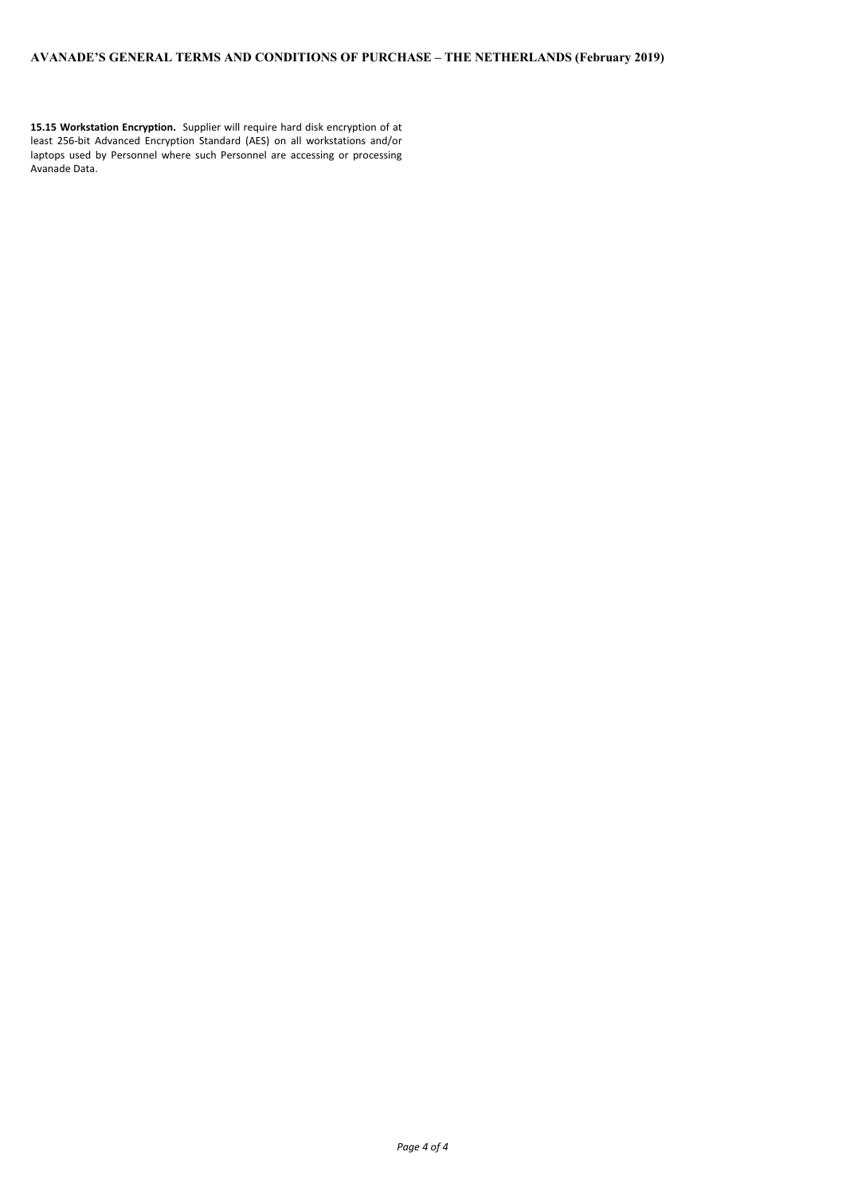**15.15 Workstation Encryption.** Supplier will require hard disk encryption of at least 256-bit Advanced Encryption Standard (AES) on all workstations and/or laptops used by Personnel where such Personnel are accessing or processing Avanade Data.